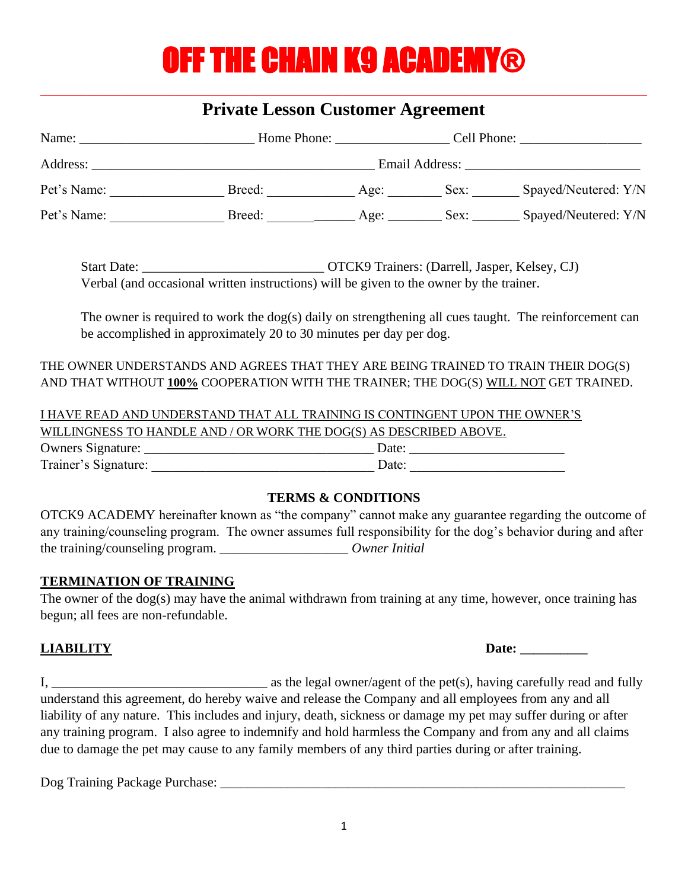# OFF THE CHAIN K9 ACADEMY®

## Private Lesson Customer Agreement

Name: _________________________ Home Phone: ________________ Cell Phone: _________________

Address: ________________________________________ Email Address: _________________________

Pet's Name: ________________ Breed: ____________ Age: _______ Sex: ______ Spayed/Neutered: Y/N

Pet's Name: ________________ Breed: ____________ Age: _______ Sex: ______ Spayed/Neutered: Y/N

Start Date: __________________________ OTCK9 Trainers: (Darrell, Jasper, Kelsey, CJ)
Verbal (and occasional written instructions) will be given to the owner by the trainer.

The owner is required to work the dog(s) daily on strengthening all cues taught. The reinforcement can be accomplished in approximately 20 to 30 minutes per day per dog.

THE OWNER UNDERSTANDS AND AGREES THAT THEY ARE BEING TRAINED TO TRAIN THEIR DOG(S) AND THAT WITHOUT **100%** COOPERATION WITH THE TRAINER; THE DOG(S) WILL NOT GET TRAINED.

I HAVE READ AND UNDERSTAND THAT ALL TRAINING IS CONTINGENT UPON THE OWNER'S WILLINGNESS TO HANDLE AND / OR WORK THE DOG(S) AS DESCRIBED ABOVE.

Owners Signature: _________________________________ Date: ______________________

Trainer's Signature: ________________________________ Date: ______________________

**TERMS & CONDITIONS**

OTCK9 ACADEMY hereinafter known as "the company" cannot make any guarantee regarding the outcome of any training/counseling program. The owner assumes full responsibility for the dog's behavior during and after the training/counseling program. __________________ *Owner Initial*

**TERMINATION OF TRAINING**

The owner of the dog(s) may have the animal withdrawn from training at any time, however, once training has begun; all fees are non-refundable.

**LIABILITY** **Date: __________**

I, ________________________________ as the legal owner/agent of the pet(s), having carefully read and fully understand this agreement, do hereby waive and release the Company and all employees from any and all liability of any nature. This includes and injury, death, sickness or damage my pet may suffer during or after any training program. I also agree to indemnify and hold harmless the Company and from any and all claims due to damage the pet may cause to any family members of any third parties during or after training.

Dog Training Package Purchase: ______________________________________________________________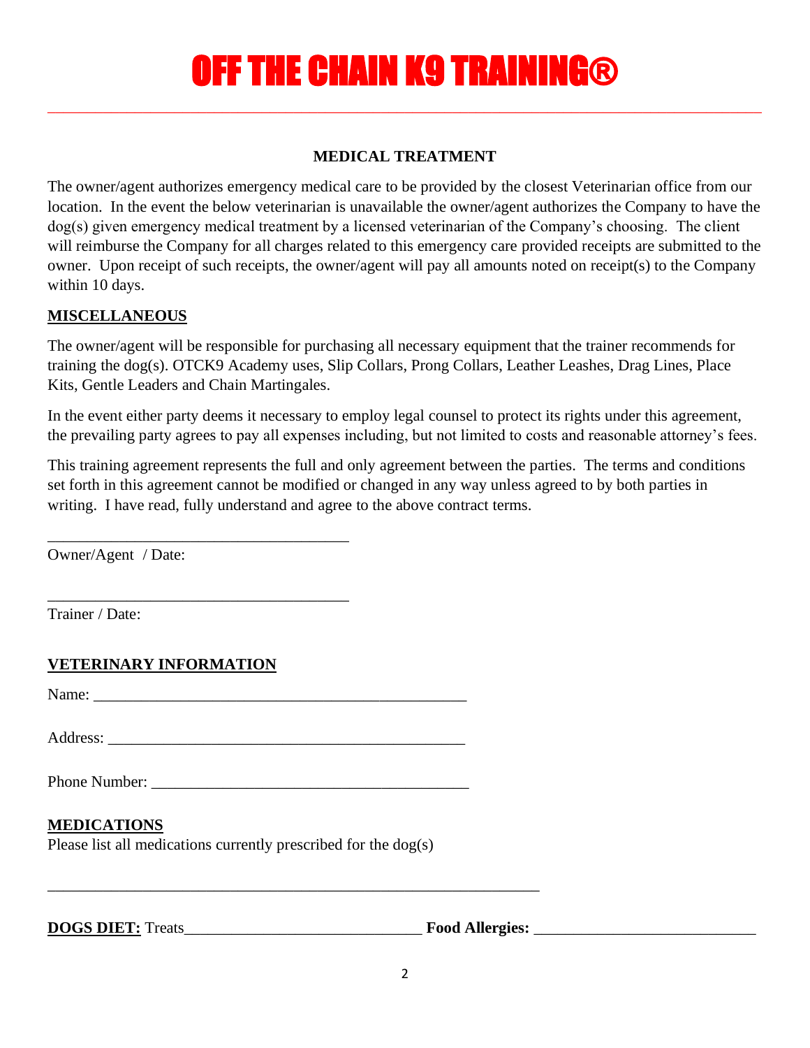# OFF THE CHAIN K9 TRAINING®

**MEDICAL TREATMENT**

The owner/agent authorizes emergency medical care to be provided by the closest Veterinarian office from our location. In the event the below veterinarian is unavailable the owner/agent authorizes the Company to have the dog(s) given emergency medical treatment by a licensed veterinarian of the Company's choosing. The client will reimburse the Company for all charges related to this emergency care provided receipts are submitted to the owner. Upon receipt of such receipts, the owner/agent will pay all amounts noted on receipt(s) to the Company within 10 days.

**MISCELLANEOUS**

The owner/agent will be responsible for purchasing all necessary equipment that the trainer recommends for training the dog(s). OTCK9 Academy uses, Slip Collars, Prong Collars, Leather Leashes, Drag Lines, Place Kits, Gentle Leaders and Chain Martingales.

In the event either party deems it necessary to employ legal counsel to protect its rights under this agreement, the prevailing party agrees to pay all expenses including, but not limited to costs and reasonable attorney's fees.

This training agreement represents the full and only agreement between the parties. The terms and conditions set forth in this agreement cannot be modified or changed in any way unless agreed to by both parties in writing. I have read, fully understand and agree to the above contract terms.

_______________________________________

Owner/Agent / Date:

_______________________________________

Trainer / Date:

**VETERINARY INFORMATION**

Name: ________________________________________________

Address: ______________________________________________

Phone Number: _________________________________________

**MEDICATIONS**

Please list all medications currently prescribed for the dog(s)

________________________________________________________________

**DOGS DIET:** Treats______________________________ **Food Allergies:** ___________________________